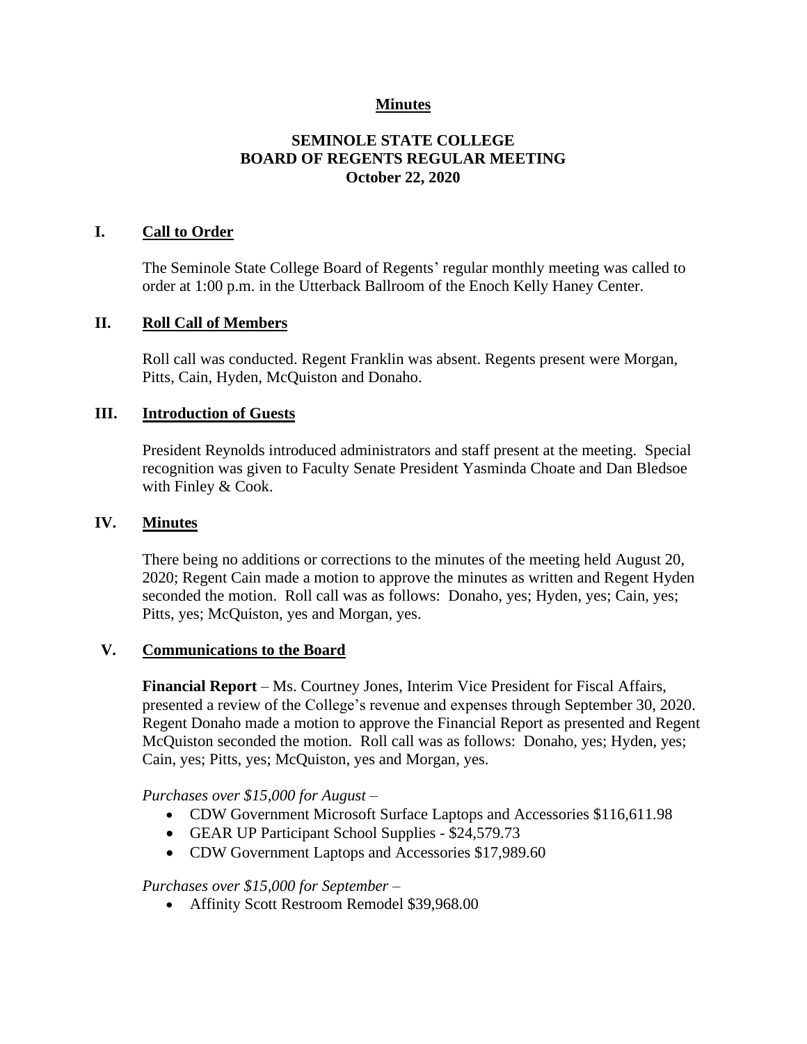# Minutes

## SEMINOLE STATE COLLEGE
## BOARD OF REGENTS REGULAR MEETING
## October 22, 2020

### I. Call to Order

The Seminole State College Board of Regents' regular monthly meeting was called to order at 1:00 p.m. in the Utterback Ballroom of the Enoch Kelly Haney Center.

### II. Roll Call of Members

Roll call was conducted. Regent Franklin was absent. Regents present were Morgan, Pitts, Cain, Hyden, McQuiston and Donaho.

### III. Introduction of Guests

President Reynolds introduced administrators and staff present at the meeting. Special recognition was given to Faculty Senate President Yasminda Choate and Dan Bledsoe with Finley & Cook.

### IV. Minutes

There being no additions or corrections to the minutes of the meeting held August 20, 2020; Regent Cain made a motion to approve the minutes as written and Regent Hyden seconded the motion. Roll call was as follows: Donaho, yes; Hyden, yes; Cain, yes; Pitts, yes; McQuiston, yes and Morgan, yes.

### V. Communications to the Board

**Financial Report** – Ms. Courtney Jones, Interim Vice President for Fiscal Affairs, presented a review of the College's revenue and expenses through September 30, 2020. Regent Donaho made a motion to approve the Financial Report as presented and Regent McQuiston seconded the motion. Roll call was as follows: Donaho, yes; Hyden, yes; Cain, yes; Pitts, yes; McQuiston, yes and Morgan, yes.

*Purchases over $15,000 for August –*

- CDW Government Microsoft Surface Laptops and Accessories $116,611.98
- GEAR UP Participant School Supplies - $24,579.73
- CDW Government Laptops and Accessories $17,989.60

*Purchases over $15,000 for September –*

- Affinity Scott Restroom Remodel $39,968.00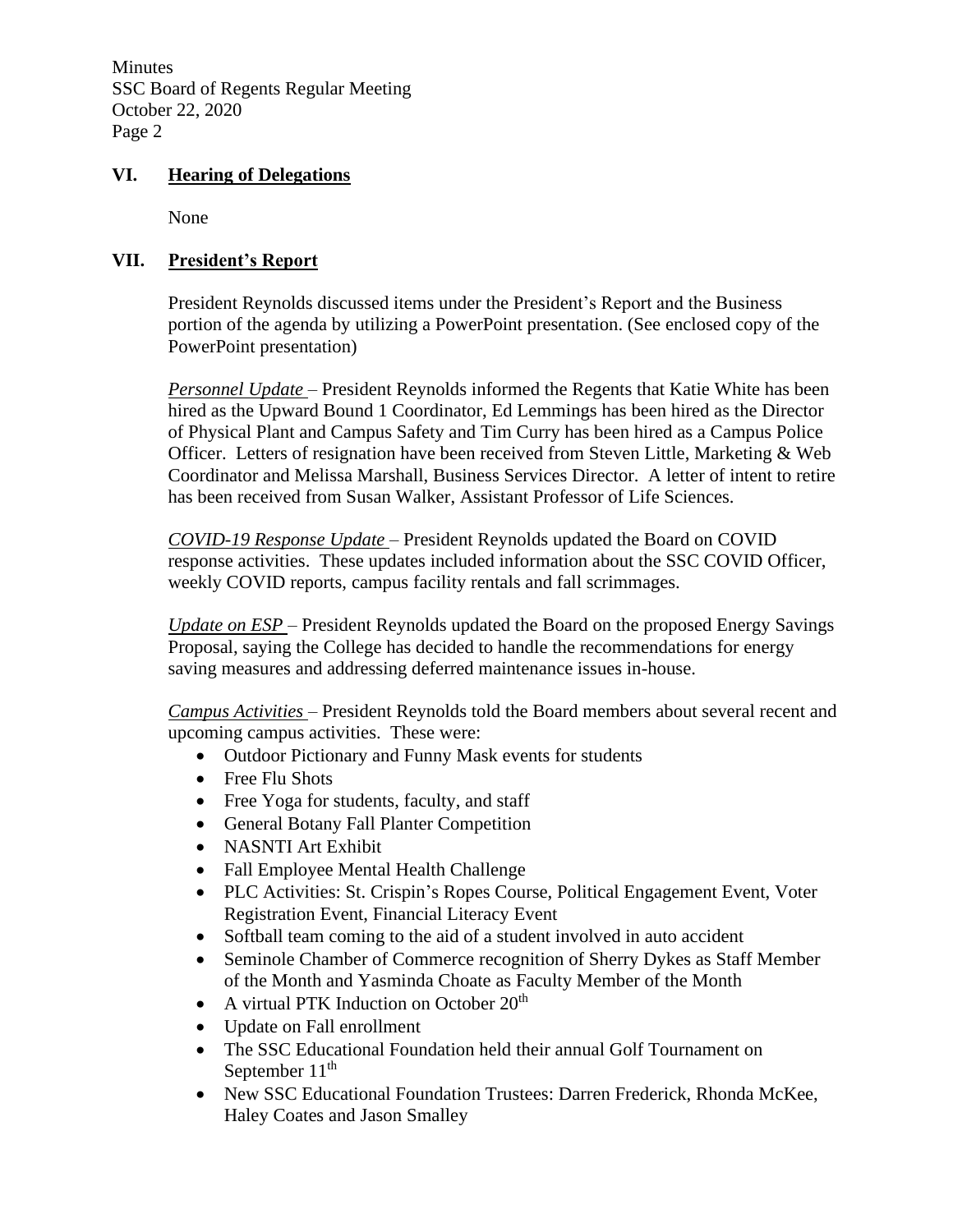## VI. Hearing of Delegations

None

## VII. President's Report

President Reynolds discussed items under the President's Report and the Business portion of the agenda by utilizing a PowerPoint presentation. (See enclosed copy of the PowerPoint presentation)

*Personnel Update* – President Reynolds informed the Regents that Katie White has been hired as the Upward Bound 1 Coordinator, Ed Lemmings has been hired as the Director of Physical Plant and Campus Safety and Tim Curry has been hired as a Campus Police Officer. Letters of resignation have been received from Steven Little, Marketing & Web Coordinator and Melissa Marshall, Business Services Director. A letter of intent to retire has been received from Susan Walker, Assistant Professor of Life Sciences.

*COVID-19 Response Update* – President Reynolds updated the Board on COVID response activities. These updates included information about the SSC COVID Officer, weekly COVID reports, campus facility rentals and fall scrimmages.

*Update on ESP* – President Reynolds updated the Board on the proposed Energy Savings Proposal, saying the College has decided to handle the recommendations for energy saving measures and addressing deferred maintenance issues in-house.

*Campus Activities* – President Reynolds told the Board members about several recent and upcoming campus activities. These were:

- Outdoor Pictionary and Funny Mask events for students
- Free Flu Shots
- Free Yoga for students, faculty, and staff
- General Botany Fall Planter Competition
- NASNTI Art Exhibit
- Fall Employee Mental Health Challenge
- PLC Activities: St. Crispin's Ropes Course, Political Engagement Event, Voter Registration Event, Financial Literacy Event
- Softball team coming to the aid of a student involved in auto accident
- Seminole Chamber of Commerce recognition of Sherry Dykes as Staff Member of the Month and Yasminda Choate as Faculty Member of the Month
- A virtual PTK Induction on October 20th
- Update on Fall enrollment
- The SSC Educational Foundation held their annual Golf Tournament on September 11th
- New SSC Educational Foundation Trustees: Darren Frederick, Rhonda McKee, Haley Coates and Jason Smalley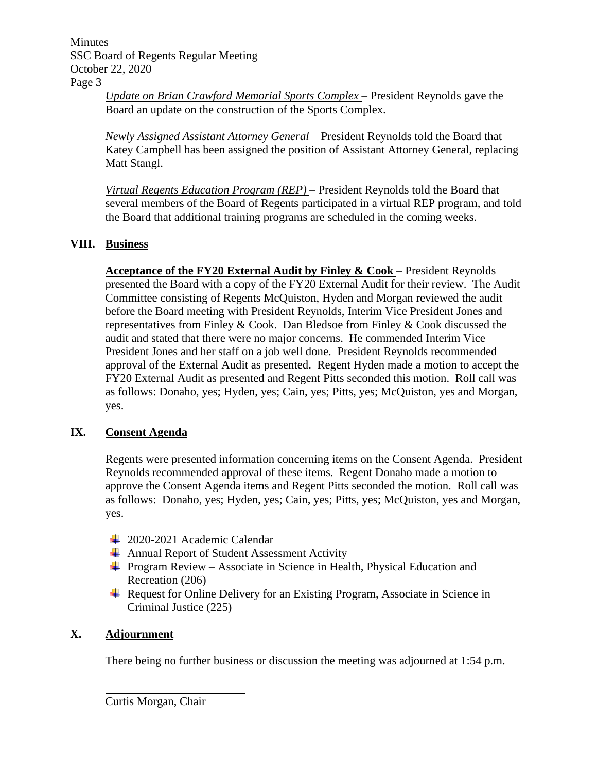*Update on Brian Crawford Memorial Sports Complex* – President Reynolds gave the Board an update on the construction of the Sports Complex.

*Newly Assigned Assistant Attorney General* – President Reynolds told the Board that Katey Campbell has been assigned the position of Assistant Attorney General, replacing Matt Stangl.

*Virtual Regents Education Program (REP)* – President Reynolds told the Board that several members of the Board of Regents participated in a virtual REP program, and told the Board that additional training programs are scheduled in the coming weeks.

## VIII. Business

**Acceptance of the FY20 External Audit by Finley & Cook** – President Reynolds presented the Board with a copy of the FY20 External Audit for their review. The Audit Committee consisting of Regents McQuiston, Hyden and Morgan reviewed the audit before the Board meeting with President Reynolds, Interim Vice President Jones and representatives from Finley & Cook. Dan Bledsoe from Finley & Cook discussed the audit and stated that there were no major concerns. He commended Interim Vice President Jones and her staff on a job well done. President Reynolds recommended approval of the External Audit as presented. Regent Hyden made a motion to accept the FY20 External Audit as presented and Regent Pitts seconded this motion. Roll call was as follows: Donaho, yes; Hyden, yes; Cain, yes; Pitts, yes; McQuiston, yes and Morgan, yes.

## IX. Consent Agenda

Regents were presented information concerning items on the Consent Agenda. President Reynolds recommended approval of these items. Regent Donaho made a motion to approve the Consent Agenda items and Regent Pitts seconded the motion. Roll call was as follows: Donaho, yes; Hyden, yes; Cain, yes; Pitts, yes; McQuiston, yes and Morgan, yes.

- 2020-2021 Academic Calendar
- Annual Report of Student Assessment Activity
- Program Review – Associate in Science in Health, Physical Education and Recreation (206)
- Request for Online Delivery for an Existing Program, Associate in Science in Criminal Justice (225)

## X. Adjournment

There being no further business or discussion the meeting was adjourned at 1:54 p.m.

Curtis Morgan, Chair